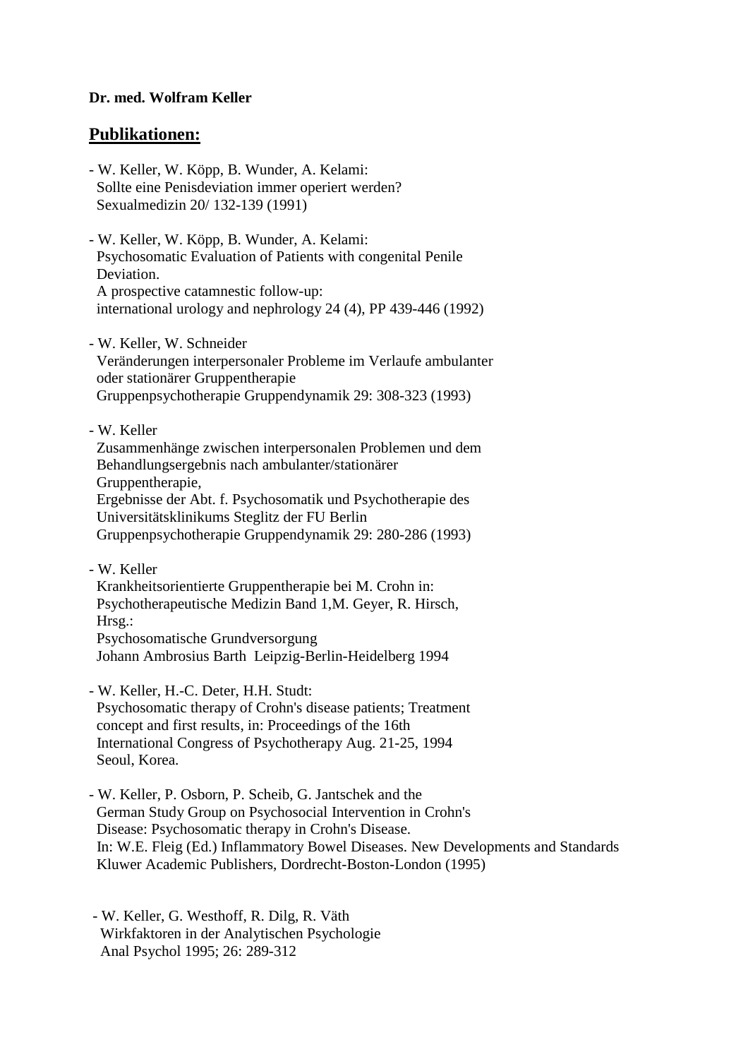**Dr. med. Wolfram Keller**

## Publikationen:

- W. Keller, W. Köpp, B. Wunder, A. Kelami:
  Sollte eine Penisdeviation immer operiert werden?
  Sexualmedizin 20/ 132-139 (1991)

- W. Keller, W. Köpp, B. Wunder, A. Kelami:
  Psychosomatic Evaluation of Patients with congenital Penile Deviation.
  A prospective catamnestic follow-up:
  international urology and nephrology 24 (4), PP 439-446 (1992)

- W. Keller, W. Schneider
  Veränderungen interpersonaler Probleme im Verlaufe ambulanter oder stationärer Gruppentherapie
  Gruppenpsychotherapie Gruppendynamik 29: 308-323 (1993)

- W. Keller
  Zusammenhänge zwischen interpersonalen Problemen und dem Behandlungsergebnis nach ambulanter/stationärer Gruppentherapie,
  Ergebnisse der Abt. f. Psychosomatik und Psychotherapie des Universitätsklinikums Steglitz der FU Berlin
  Gruppenpsychotherapie Gruppendynamik 29: 280-286 (1993)

- W. Keller
  Krankheitsorientierte Gruppentherapie bei M. Crohn in:
  Psychotherapeutische Medizin Band 1,M. Geyer, R. Hirsch, Hrsg.:
  Psychosomatische Grundversorgung
  Johann Ambrosius Barth Leipzig-Berlin-Heidelberg 1994

- W. Keller, H.-C. Deter, H.H. Studt:
  Psychosomatic therapy of Crohn's disease patients; Treatment concept and first results, in: Proceedings of the 16th International Congress of Psychotherapy Aug. 21-25, 1994 Seoul, Korea.

- W. Keller, P. Osborn, P. Scheib, G. Jantschek and the German Study Group on Psychosocial Intervention in Crohn's Disease: Psychosomatic therapy in Crohn's Disease.
  In: W.E. Fleig (Ed.) Inflammatory Bowel Diseases. New Developments and Standards
  Kluwer Academic Publishers, Dordrecht-Boston-London (1995)

- W. Keller, G. Westhoff, R. Dilg, R. Väth
  Wirkfaktoren in der Analytischen Psychologie
  Anal Psychol 1995; 26: 289-312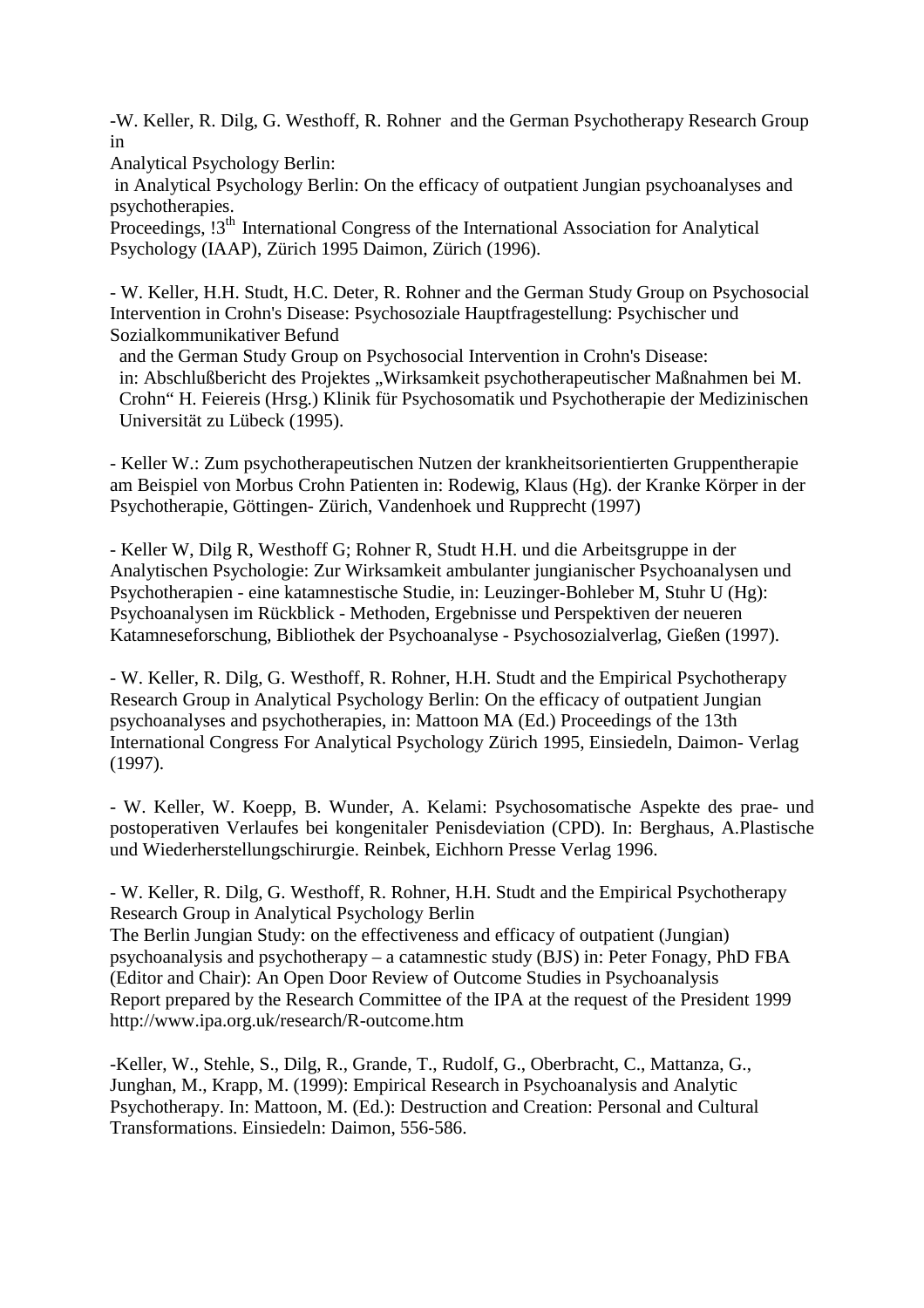-W. Keller, R. Dilg, G. Westhoff, R. Rohner and the German Psychotherapy Research Group in
Analytical Psychology Berlin:
in Analytical Psychology Berlin: On the efficacy of outpatient Jungian psychoanalyses and psychotherapies.
Proceedings, !3th International Congress of the International Association for Analytical Psychology (IAAP), Zürich 1995 Daimon, Zürich (1996).

- W. Keller, H.H. Studt, H.C. Deter, R. Rohner and the German Study Group on Psychosocial Intervention in Crohn's Disease: Psychosoziale Hauptfragestellung: Psychischer und Sozialkommunikativer Befund
and the German Study Group on Psychosocial Intervention in Crohn's Disease:
in: Abschlußbericht des Projektes „Wirksamkeit psychotherapeutischer Maßnahmen bei M. Crohn" H. Feiereis (Hrsg.) Klinik für Psychosomatik und Psychotherapie der Medizinischen Universität zu Lübeck (1995).

- Keller W.: Zum psychotherapeutischen Nutzen der krankheitsorientierten Gruppentherapie am Beispiel von Morbus Crohn Patienten in: Rodewig, Klaus (Hg). der Kranke Körper in der Psychotherapie, Göttingen- Zürich, Vandenhoek und Rupprecht (1997)

- Keller W, Dilg R, Westhoff G; Rohner R, Studt H.H. und die Arbeitsgruppe in der Analytischen Psychologie: Zur Wirksamkeit ambulanter jungianischer Psychoanalysen und Psychotherapien - eine katamnestische Studie, in: Leuzinger-Bohleber M, Stuhr U (Hg): Psychoanalysen im Rückblick - Methoden, Ergebnisse und Perspektiven der neueren Katamneseforschung, Bibliothek der Psychoanalyse - Psychosozialverlag, Gießen (1997).

- W. Keller, R. Dilg, G. Westhoff, R. Rohner, H.H. Studt and the Empirical Psychotherapy Research Group in Analytical Psychology Berlin: On the efficacy of outpatient Jungian psychoanalyses and psychotherapies, in: Mattoon MA (Ed.) Proceedings of the 13th International Congress For Analytical Psychology Zürich 1995, Einsiedeln, Daimon- Verlag (1997).

- W. Keller, W. Koepp, B. Wunder, A. Kelami: Psychosomatische Aspekte des prae- und postoperativen Verlaufes bei kongenitaler Penisdeviation (CPD). In: Berghaus, A.Plastische und Wiederherstellungschirurgie. Reinbek, Eichhorn Presse Verlag 1996.

- W. Keller, R. Dilg, G. Westhoff, R. Rohner, H.H. Studt and the Empirical Psychotherapy Research Group in Analytical Psychology Berlin
The Berlin Jungian Study: on the effectiveness and efficacy of outpatient (Jungian) psychoanalysis and psychotherapy – a catamnestic study (BJS) in: Peter Fonagy, PhD FBA (Editor and Chair): An Open Door Review of Outcome Studies in Psychoanalysis
Report prepared by the Research Committee of the IPA at the request of the President 1999
http://www.ipa.org.uk/research/R-outcome.htm

-Keller, W., Stehle, S., Dilg, R., Grande, T., Rudolf, G., Oberbracht, C., Mattanza, G., Junghan, M., Krapp, M. (1999): Empirical Research in Psychoanalysis and Analytic Psychotherapy. In: Mattoon, M. (Ed.): Destruction and Creation: Personal and Cultural Transformations. Einsiedeln: Daimon, 556-586.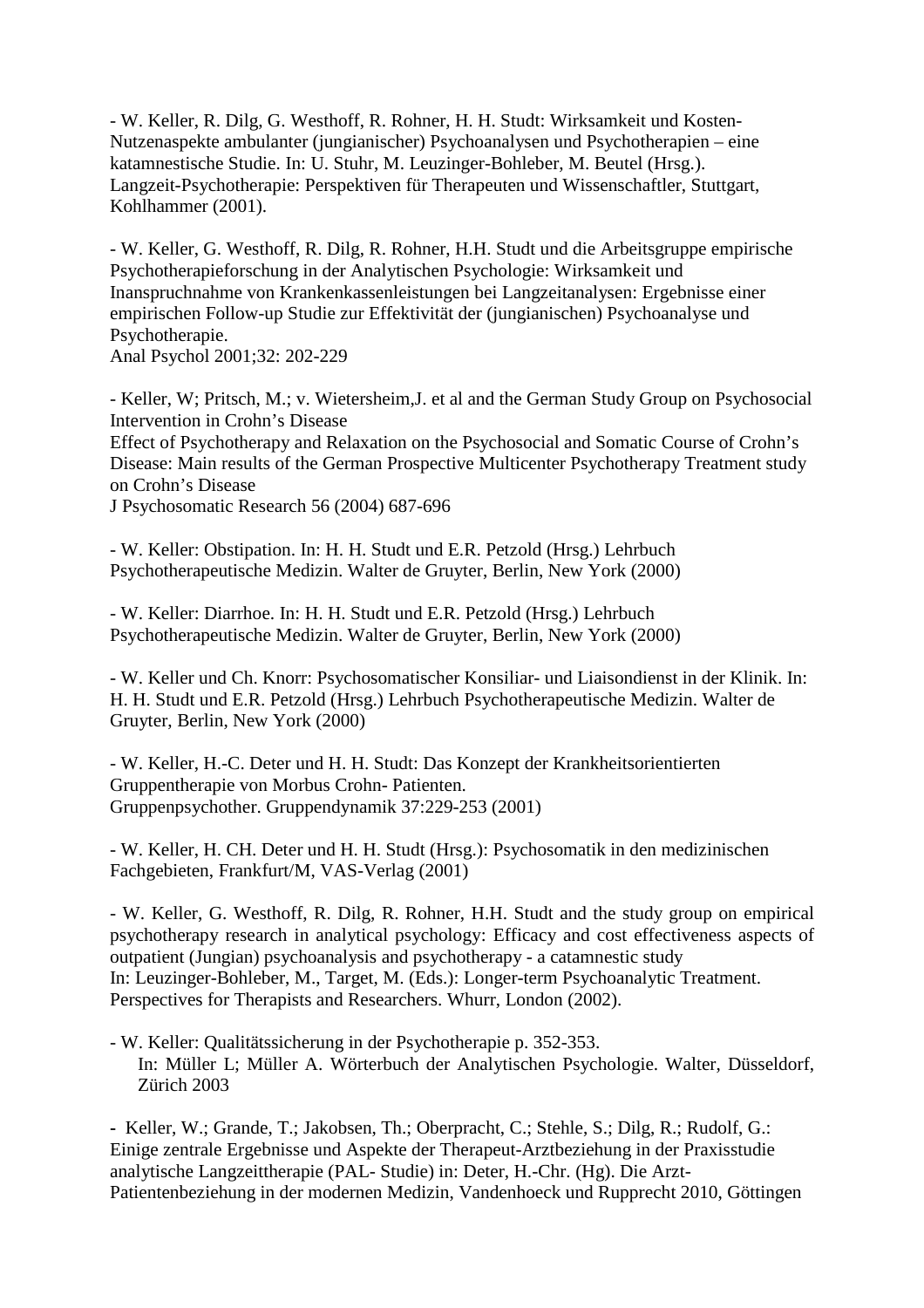- W. Keller, R. Dilg, G. Westhoff, R. Rohner, H. H. Studt: Wirksamkeit und Kosten-Nutzenaspekte ambulanter (jungianischer) Psychoanalysen und Psychotherapien – eine katamnestische Studie. In: U. Stuhr, M. Leuzinger-Bohleber, M. Beutel (Hrsg.). Langzeit-Psychotherapie: Perspektiven für Therapeuten und Wissenschaftler, Stuttgart, Kohlhammer (2001).

- W. Keller, G. Westhoff, R. Dilg, R. Rohner, H.H. Studt und die Arbeitsgruppe empirische Psychotherapieforschung in der Analytischen Psychologie: Wirksamkeit und Inanspruchnahme von Krankenkassenleistungen bei Langzeitanalysen: Ergebnisse einer empirischen Follow-up Studie zur Effektivität der (jungianischen) Psychoanalyse und Psychotherapie.
Anal Psychol 2001;32: 202-229

- Keller, W; Pritsch, M.; v. Wietersheim,J. et al and the German Study Group on Psychosocial Intervention in Crohn's Disease
Effect of Psychotherapy and Relaxation on the Psychosocial and Somatic Course of Crohn's Disease: Main results of the German Prospective Multicenter Psychotherapy Treatment study on Crohn's Disease
J Psychosomatic Research 56 (2004) 687-696

- W. Keller: Obstipation. In: H. H. Studt und E.R. Petzold (Hrsg.) Lehrbuch Psychotherapeutische Medizin. Walter de Gruyter, Berlin, New York (2000)

- W. Keller: Diarrhoe. In: H. H. Studt und E.R. Petzold (Hrsg.) Lehrbuch Psychotherapeutische Medizin. Walter de Gruyter, Berlin, New York (2000)

- W. Keller und Ch. Knorr: Psychosomatischer Konsiliar- und Liaisondienst in der Klinik. In: H. H. Studt und E.R. Petzold (Hrsg.) Lehrbuch Psychotherapeutische Medizin. Walter de Gruyter, Berlin, New York (2000)

- W. Keller, H.-C. Deter und H. H. Studt: Das Konzept der Krankheitsorientierten Gruppentherapie von Morbus Crohn- Patienten.
Gruppenpsychother. Gruppendynamik 37:229-253 (2001)

- W. Keller, H. CH. Deter und H. H. Studt (Hrsg.): Psychosomatik in den medizinischen Fachgebieten, Frankfurt/M, VAS-Verlag (2001)

- W. Keller, G. Westhoff, R. Dilg, R. Rohner, H.H. Studt and the study group on empirical psychotherapy research in analytical psychology: Efficacy and cost effectiveness aspects of outpatient (Jungian) psychoanalysis and psychotherapy - a catamnestic study
In: Leuzinger-Bohleber, M., Target, M. (Eds.): Longer-term Psychoanalytic Treatment. Perspectives for Therapists and Researchers. Whurr, London (2002).

- W. Keller: Qualitätssicherung in der Psychotherapie p. 352-353.
In: Müller L; Müller A. Wörterbuch der Analytischen Psychologie. Walter, Düsseldorf, Zürich 2003

- Keller, W.; Grande, T.; Jakobsen, Th.; Oberpracht, C.; Stehle, S.; Dilg, R.; Rudolf, G.: Einige zentrale Ergebnisse und Aspekte der Therapeut-Arztbeziehung in der Praxisstudie analytische Langzeittherapie (PAL- Studie) in: Deter, H.-Chr. (Hg). Die Arzt-Patientenbeziehung in der modernen Medizin, Vandenhoeck und Rupprecht 2010, Göttingen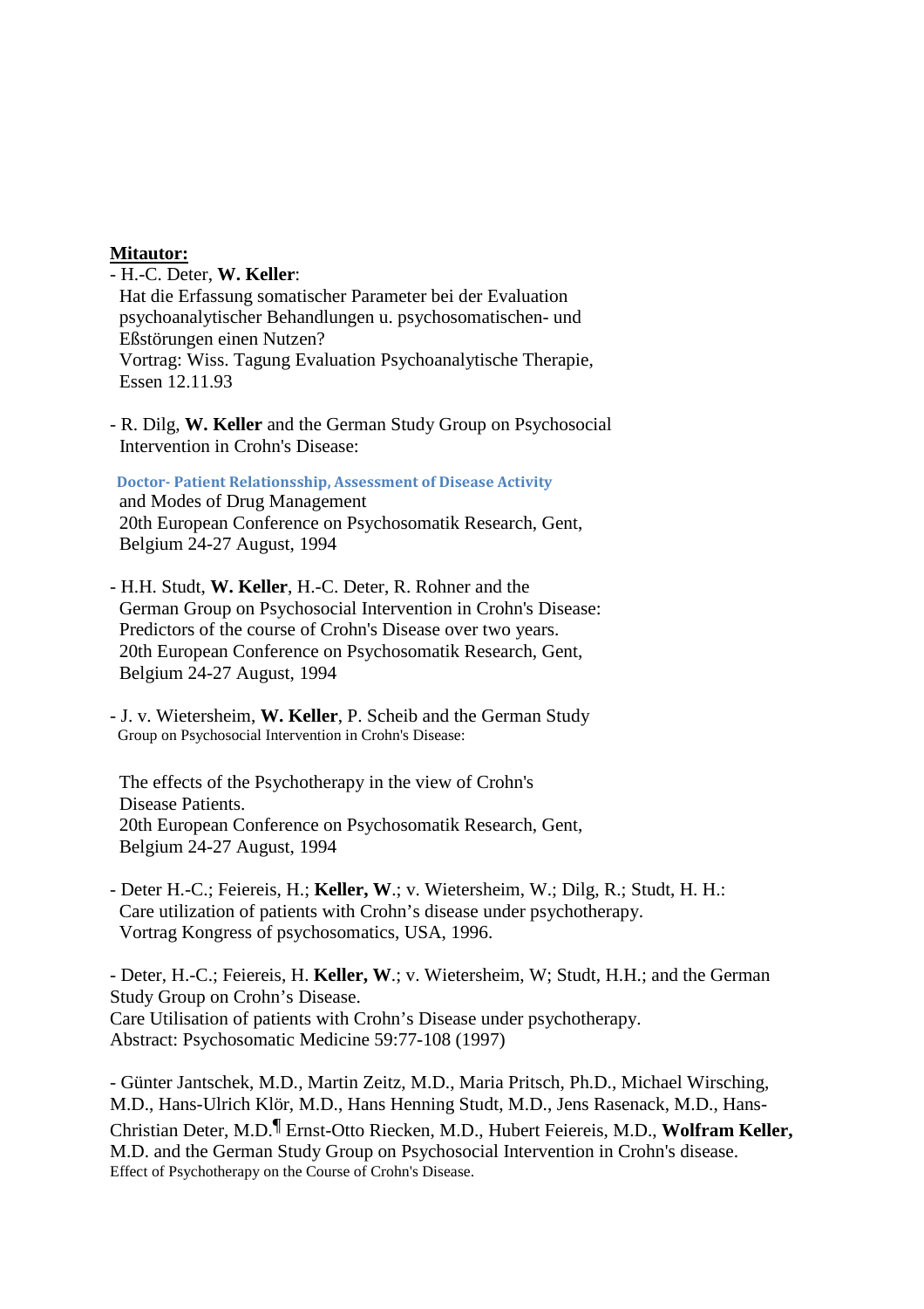**Mitautor:**

- H.-C. Deter, **W. Keller**:
  Hat die Erfassung somatischer Parameter bei der Evaluation psychoanalytischer Behandlungen u. psychosomatischen- und Eßstörungen einen Nutzen?
  Vortrag: Wiss. Tagung Evaluation Psychoanalytische Therapie, Essen 12.11.93

- R. Dilg, **W. Keller** and the German Study Group on Psychosocial Intervention in Crohn's Disease:
  **Doctor- Patient Relationsship, Assessment of Disease Activity** and Modes of Drug Management
  20th European Conference on Psychosomatik Research, Gent, Belgium 24-27 August, 1994

- H.H. Studt, **W. Keller**, H.-C. Deter, R. Rohner and the German Group on Psychosocial Intervention in Crohn's Disease:
  Predictors of the course of Crohn's Disease over two years.
  20th European Conference on Psychosomatik Research, Gent, Belgium 24-27 August, 1994

- J. v. Wietersheim, **W. Keller**, P. Scheib and the German Study Group on Psychosocial Intervention in Crohn's Disease:
  The effects of the Psychotherapy in the view of Crohn's Disease Patients.
  20th European Conference on Psychosomatik Research, Gent, Belgium 24-27 August, 1994

- Deter H.-C.; Feiereis, H.; **Keller, W**.; v. Wietersheim, W.; Dilg, R.; Studt, H. H.:
  Care utilization of patients with Crohn's disease under psychotherapy.
  Vortrag Kongress of psychosomatics, USA, 1996.

- Deter, H.-C.; Feiereis, H. **Keller, W**.; v. Wietersheim, W; Studt, H.H.; and the German Study Group on Crohn's Disease.
  Care Utilisation of patients with Crohn's Disease under psychotherapy.
  Abstract: Psychosomatic Medicine 59:77-108 (1997)

- Günter Jantschek, M.D., Martin Zeitz, M.D., Maria Pritsch, Ph.D., Michael Wirsching, M.D., Hans-Ulrich Klör, M.D., Hans Henning Studt, M.D., Jens Rasenack, M.D., Hans-Christian Deter, M.D.¶ Ernst-Otto Riecken, M.D., Hubert Feiereis, M.D., **Wolfram Keller,** M.D. and the German Study Group on Psychosocial Intervention in Crohn's disease.
  Effect of Psychotherapy on the Course of Crohn's Disease.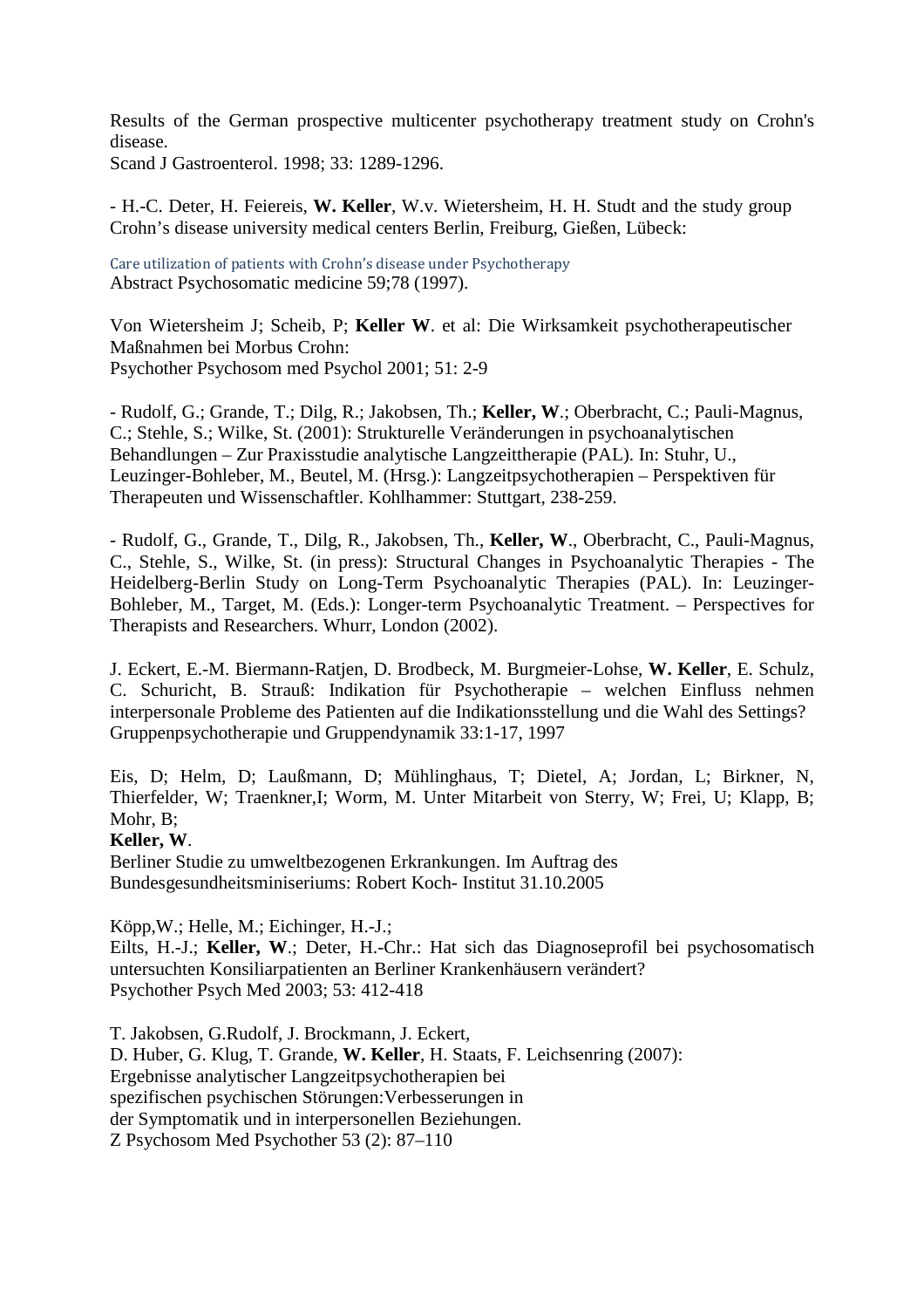Results of the German prospective multicenter psychotherapy treatment study on Crohn's disease.
Scand J Gastroenterol. 1998; 33: 1289-1296.

- H.-C. Deter, H. Feiereis, **W. Keller**, W.v. Wietersheim, H. H. Studt and the study group Crohn's disease university medical centers Berlin, Freiburg, Gießen, Lübeck:

Care utilization of patients with Crohn's disease under Psychotherapy
Abstract Psychosomatic medicine 59;78 (1997).

Von Wietersheim J; Scheib, P; **Keller W**. et al: Die Wirksamkeit psychotherapeutischer Maßnahmen bei Morbus Crohn:
Psychother Psychosom med Psychol 2001; 51: 2-9

- Rudolf, G.; Grande, T.; Dilg, R.; Jakobsen, Th.; **Keller, W**.; Oberbracht, C.; Pauli-Magnus, C.; Stehle, S.; Wilke, St. (2001): Strukturelle Veränderungen in psychoanalytischen Behandlungen – Zur Praxisstudie analytische Langzeittherapie (PAL). In: Stuhr, U., Leuzinger-Bohleber, M., Beutel, M. (Hrsg.): Langzeitpsychotherapien – Perspektiven für Therapeuten und Wissenschaftler. Kohlhammer: Stuttgart, 238-259.

- Rudolf, G., Grande, T., Dilg, R., Jakobsen, Th., **Keller, W**., Oberbracht, C., Pauli-Magnus, C., Stehle, S., Wilke, St. (in press): Structural Changes in Psychoanalytic Therapies - The Heidelberg-Berlin Study on Long-Term Psychoanalytic Therapies (PAL). In: Leuzinger-Bohleber, M., Target, M. (Eds.): Longer-term Psychoanalytic Treatment. – Perspectives for Therapists and Researchers. Whurr, London (2002).

J. Eckert, E.-M. Biermann-Ratjen, D. Brodbeck, M. Burgmeier-Lohse, **W. Keller**, E. Schulz, C. Schuricht, B. Strauß: Indikation für Psychotherapie – welchen Einfluss nehmen interpersonale Probleme des Patienten auf die Indikationsstellung und die Wahl des Settings?
Gruppenpsychotherapie und Gruppendynamik 33:1-17, 1997

Eis, D; Helm, D; Laußmann, D; Mühlinghaus, T; Dietel, A; Jordan, L; Birkner, N, Thierfelder, W; Traenkner,I; Worm, M. Unter Mitarbeit von Sterry, W; Frei, U; Klapp, B; Mohr, B;
**Keller, W**.
Berliner Studie zu umweltbezogenen Erkrankungen. Im Auftrag des Bundesgesundheitsminiseriums: Robert Koch- Institut 31.10.2005

Köpp,W.; Helle, M.; Eichinger, H.-J.;
Eilts, H.-J.; **Keller, W**.; Deter, H.-Chr.: Hat sich das Diagnoseprofil bei psychosomatisch untersuchten Konsiliarpatienten an Berliner Krankenhäusern verändert?
Psychother Psych Med 2003; 53: 412-418

T. Jakobsen, G.Rudolf, J. Brockmann, J. Eckert,
D. Huber, G. Klug, T. Grande, **W. Keller**, H. Staats, F. Leichsenring (2007):
Ergebnisse analytischer Langzeitpsychotherapien bei
spezifischen psychischen Störungen:Verbesserungen in
der Symptomatik und in interpersonellen Beziehungen.
Z Psychosom Med Psychother 53 (2): 87–110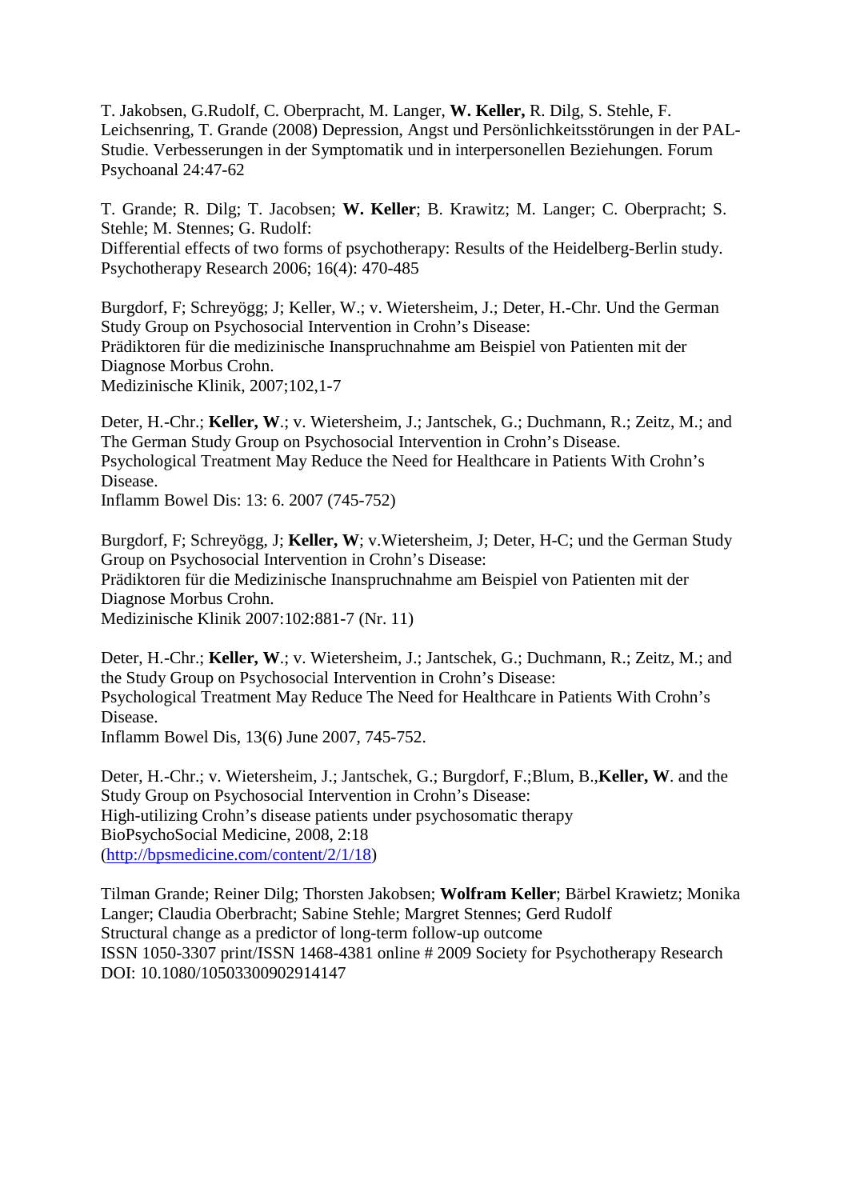T. Jakobsen, G.Rudolf, C. Oberpracht, M. Langer, **W. Keller,** R. Dilg, S. Stehle, F. Leichsenring, T. Grande (2008) Depression, Angst und Persönlichkeitsstörungen in der PAL-Studie. Verbesserungen in der Symptomatik und in interpersonellen Beziehungen. Forum Psychoanal 24:47-62

T. Grande; R. Dilg; T. Jacobsen; **W. Keller**; B. Krawitz; M. Langer; C. Oberpracht; S. Stehle; M. Stennes; G. Rudolf:
Differential effects of two forms of psychotherapy: Results of the Heidelberg-Berlin study. Psychotherapy Research 2006; 16(4): 470-485

Burgdorf, F; Schreyögg, J; Keller, W.; v. Wietersheim, J.; Deter, H.-Chr. Und the German Study Group on Psychosocial Intervention in Crohn's Disease:
Prädiktoren für die medizinische Inanspruchnahme am Beispiel von Patienten mit der Diagnose Morbus Crohn.
Medizinische Klinik, 2007;102,1-7

Deter, H.-Chr.; **Keller, W**.; v. Wietersheim, J.; Jantschek, G.; Duchmann, R.; Zeitz, M.; and The German Study Group on Psychosocial Intervention in Crohn's Disease.
Psychological Treatment May Reduce the Need for Healthcare in Patients With Crohn's Disease.
Inflamm Bowel Dis: 13: 6. 2007 (745-752)

Burgdorf, F; Schreyögg, J; **Keller, W**; v.Wietersheim, J; Deter, H-C; und the German Study Group on Psychosocial Intervention in Crohn's Disease:
Prädiktoren für die Medizinische Inanspruchnahme am Beispiel von Patienten mit der Diagnose Morbus Crohn.
Medizinische Klinik 2007:102:881-7 (Nr. 11)

Deter, H.-Chr.; **Keller, W**.; v. Wietersheim, J.; Jantschek, G.; Duchmann, R.; Zeitz, M.; and the Study Group on Psychosocial Intervention in Crohn's Disease:
Psychological Treatment May Reduce The Need for Healthcare in Patients With Crohn's Disease.
Inflamm Bowel Dis, 13(6) June 2007, 745-752.

Deter, H.-Chr.; v. Wietersheim, J.; Jantschek, G.; Burgdorf, F.;Blum, B.,**Keller, W**. and the Study Group on Psychosocial Intervention in Crohn's Disease:
High-utilizing Crohn's disease patients under psychosomatic therapy
BioPsychoSocial Medicine, 2008, 2:18
(http://bpsmedicine.com/content/2/1/18)

Tilman Grande; Reiner Dilg; Thorsten Jakobsen; **Wolfram Keller**; Bärbel Krawietz; Monika Langer; Claudia Oberbracht; Sabine Stehle; Margret Stennes; Gerd Rudolf
Structural change as a predictor of long-term follow-up outcome
ISSN 1050-3307 print/ISSN 1468-4381 online # 2009 Society for Psychotherapy Research
DOI: 10.1080/10503300902914147